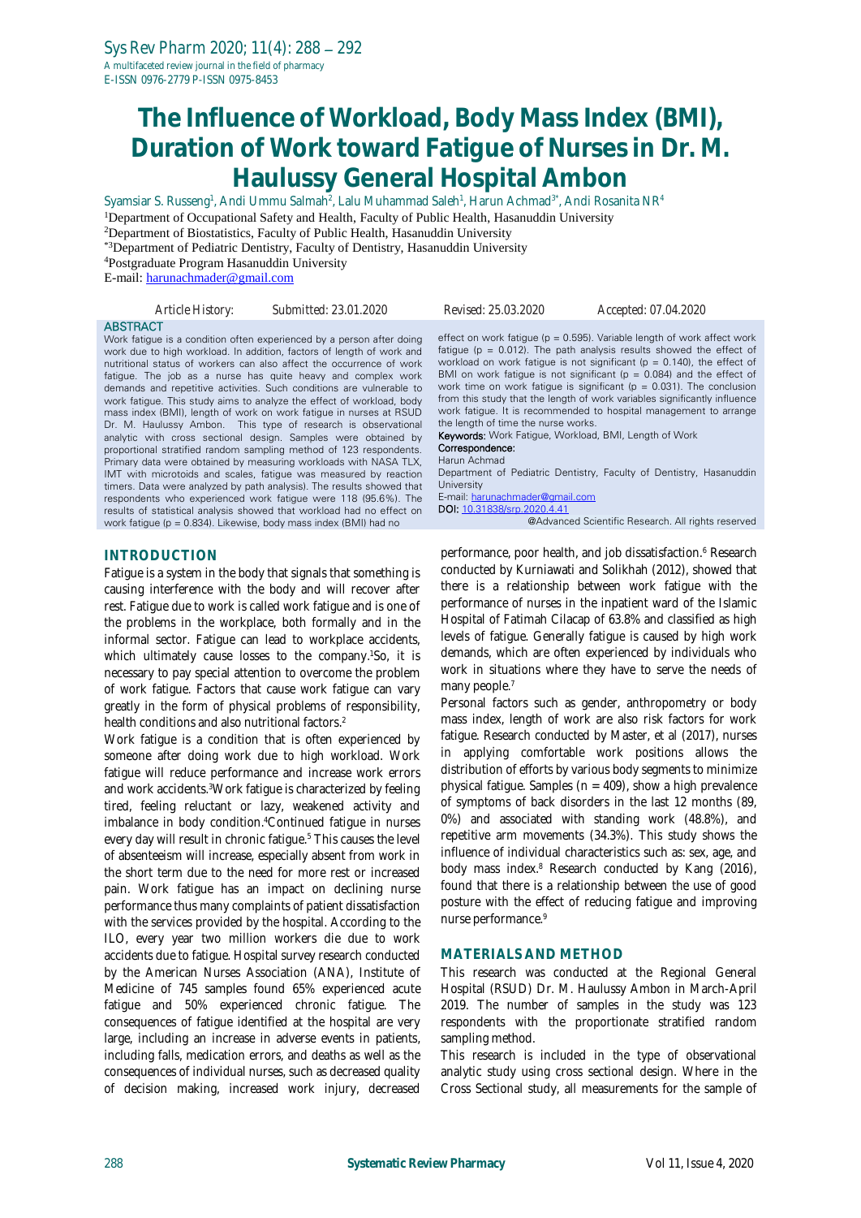# The Influence of Workload, Body Mass Index (BMI), Duration of Work toward Fatigue of Nurses in Dr. M. Haulussy General Hospital Ambon

Syamsiar S. Russeng[1], Andi Ummu Salmah[2], Lalu Muhammad Saleh[1], Harun Achmad[3*], Andi Rosanita NR[4]

[1]Department of Occupational Safety and Health, Faculty of Public Health, Hasanuddin University

[2]Department of Biostatistics, Faculty of Public Health, Hasanuddin University

[*3]Department of Pediatric Dentistry, Faculty of Dentistry, Hasanuddin University

[4]Postgraduate Program Hasanuddin University

E-mail: harunachmader@gmail.com

Article History: Submitted: 23.01.2020 Revised: 25.03.2020 Accepted: 07.04.2020

## ABSTRACT

Work fatigue is a condition often experienced by a person after doing work due to high workload. In addition, factors of length of work and nutritional status of workers can also affect the occurrence of work fatigue. The job as a nurse has quite heavy and complex work demands and repetitive activities. Such conditions are vulnerable to work fatigue. This study aims to analyze the effect of workload, body mass index (BMI), length of work on work fatigue in nurses at RSUD Dr. M. Haulussy Ambon. This type of research is observational analytic with cross sectional design. Samples were obtained by proportional stratified random sampling method of 123 respondents. Primary data were obtained by measuring workloads with NASA TLX, IMT with microtoids and scales, fatigue was measured by reaction timers. Data were analyzed by path analysis). The results showed that respondents who experienced work fatigue were 118 (95.6%). The results of statistical analysis showed that workload had no effect on work fatigue ($p = 0.834$). Likewise, body mass index (BMI) had no effect on work fatigue ($p = 0.595$). Variable length of work affect work fatigue ($p = 0.012$). The path analysis results showed the effect of workload on work fatigue is not significant ($p = 0.140$), the effect of BMI on work fatigue is not significant ($p = 0.084$) and the effect of work time on work fatigue is significant ($p = 0.031$). The conclusion from this study that the length of work variables significantly influence work fatigue. It is recommended to hospital management to arrange the length of time the nurse works.

**Keywords:** Work Fatigue, Workload, BMI, Length of Work

**Correspondence:**
Harun Achmad
Department of Pediatric Dentistry, Faculty of Dentistry, Hasanuddin University
E-mail: harunachmader@gmail.com
**DOI:** 10.31838/srp.2020.4.41

@Advanced Scientific Research. All rights reserved

## INTRODUCTION

Fatigue is a system in the body that signals that something is causing interference with the body and will recover after rest. Fatigue due to work is called work fatigue and is one of the problems in the workplace, both formally and in the informal sector. Fatigue can lead to workplace accidents, which ultimately cause losses to the company.[1] So, it is necessary to pay special attention to overcome the problem of work fatigue. Factors that cause work fatigue can vary greatly in the form of physical problems of responsibility, health conditions and also nutritional factors.[2]

Work fatigue is a condition that is often experienced by someone after doing work due to high workload. Work fatigue will reduce performance and increase work errors and work accidents.[3] Work fatigue is characterized by feeling tired, feeling reluctant or lazy, weakened activity and imbalance in body condition.[4] Continued fatigue in nurses every day will result in chronic fatigue.[5] This causes the level of absenteeism will increase, especially absent from work in the short term due to the need for more rest or increased pain. Work fatigue has an impact on declining nurse performance thus many complaints of patient dissatisfaction with the services provided by the hospital. According to the ILO, every year two million workers die due to work accidents due to fatigue. Hospital survey research conducted by the American Nurses Association (ANA), Institute of Medicine of 745 samples found 65% experienced acute fatigue and 50% experienced chronic fatigue. The consequences of fatigue identified at the hospital are very large, including an increase in adverse events in patients, including falls, medication errors, and deaths as well as the consequences of individual nurses, such as decreased quality of decision making, increased work injury, decreased performance, poor health, and job dissatisfaction.[6] Research conducted by Kurniawati and Solikhah (2012), showed that there is a relationship between work fatigue with the performance of nurses in the inpatient ward of the Islamic Hospital of Fatimah Cilacap of 63.8% and classified as high levels of fatigue. Generally fatigue is caused by high work demands, which are often experienced by individuals who work in situations where they have to serve the needs of many people.[7]

Personal factors such as gender, anthropometry or body mass index, length of work are also risk factors for work fatigue. Research conducted by Master, et al (2017), nurses in applying comfortable work positions allows the distribution of efforts by various body segments to minimize physical fatigue. Samples (n = 409), show a high prevalence of symptoms of back disorders in the last 12 months (89, 0%) and associated with standing work (48.8%), and repetitive arm movements (34.3%). This study shows the influence of individual characteristics such as: sex, age, and body mass index.[8] Research conducted by Kang (2016), found that there is a relationship between the use of good posture with the effect of reducing fatigue and improving nurse performance.[9]

## MATERIALS AND METHOD

This research was conducted at the Regional General Hospital (RSUD) Dr. M. Haulussy Ambon in March-April 2019. The number of samples in the study was 123 respondents with the proportionate stratified random sampling method.

This research is included in the type of observational analytic study using cross sectional design. Where in the Cross Sectional study, all measurements for the sample of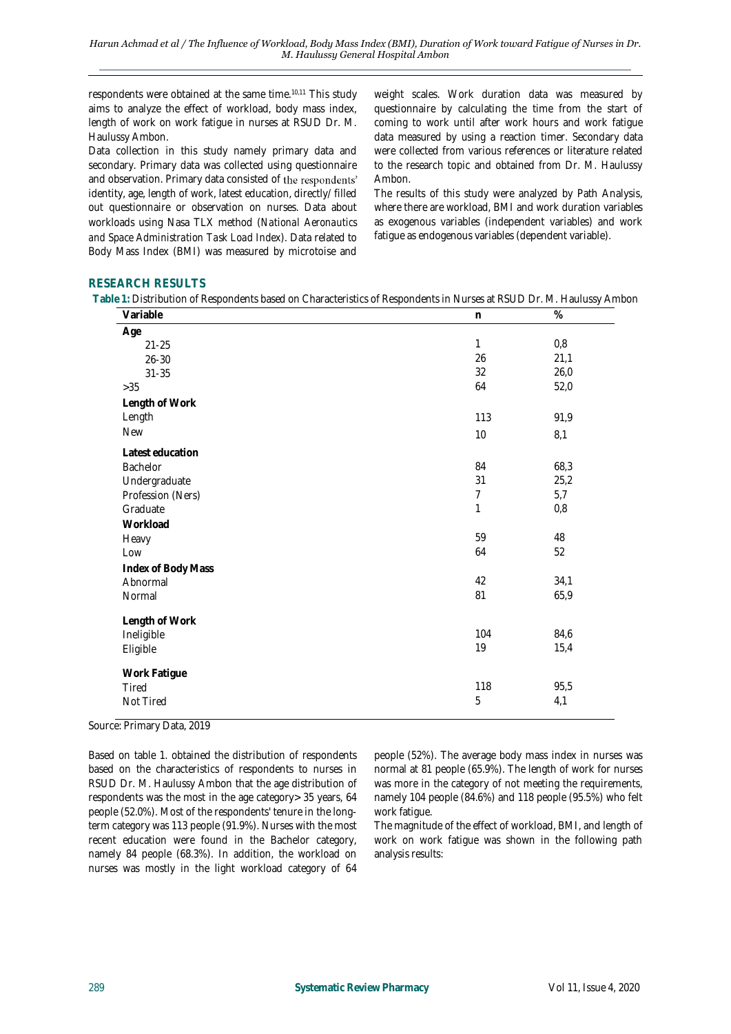respondents were obtained at the same time.[10,11] This study aims to analyze the effect of workload, body mass index, length of work on work fatigue in nurses at RSUD Dr. M. Haulussy Ambon.

Data collection in this study namely primary data and secondary. Primary data was collected using questionnaire and observation. Primary data consisted of the respondents' identity, age, length of work, latest education, directly/ filled out questionnaire or observation on nurses. Data about workloads using Nasa TLX method (*National Aeronautics and Space Administration Task Load Index*). Data related to Body Mass Index (BMI) was measured by microtoise and weight scales. Work duration data was measured by questionnaire by calculating the time from the start of coming to work until after work hours and work fatigue data measured by using a reaction timer. Secondary data were collected from various references or literature related to the research topic and obtained from Dr. M. Haulussy Ambon.

The results of this study were analyzed by Path Analysis, where there are workload, BMI and work duration variables as exogenous variables (independent variables) and work fatigue as endogenous variables (dependent variable).

## RESEARCH RESULTS

**Table 1:** Distribution of Respondents based on Characteristics of Respondents in Nurses at RSUD Dr. M. Haulussy Ambon

| Variable | n | % |
|---|---|---|
| **Age** | | |
| 21-25 | 1 | 0,8 |
| 26-30 | 26 | 21,1 |
| 31-35 | 32 | 26,0 |
| >35 | 64 | 52,0 |
| **Length of Work** | | |
| Length | 113 | 91,9 |
| New | 10 | 8,1 |
| **Latest education** | | |
| Bachelor | 84 | 68,3 |
| Undergraduate | 31 | 25,2 |
| Profession (Ners) | 7 | 5,7 |
| Graduate | 1 | 0,8 |
| **Workload** | | |
| Heavy | 59 | 48 |
| Low | 64 | 52 |
| **Index of Body Mass** | | |
| Abnormal | 42 | 34,1 |
| Normal | 81 | 65,9 |
| **Length of Work** | | |
| Ineligible | 104 | 84,6 |
| Eligible | 19 | 15,4 |
| **Work Fatigue** | | |
| Tired | 118 | 95,5 |
| Not Tired | 5 | 4,1 |

Source: Primary Data, 2019

Based on table 1. obtained the distribution of respondents based on the characteristics of respondents to nurses in RSUD Dr. M. Haulussy Ambon that the age distribution of respondents was the most in the age category> 35 years, 64 people (52.0%). Most of the respondents' tenure in the long-term category was 113 people (91.9%). Nurses with the most recent education were found in the Bachelor category, namely 84 people (68.3%). In addition, the workload on nurses was mostly in the light workload category of 64 people (52%). The average body mass index in nurses was normal at 81 people (65.9%). The length of work for nurses was more in the category of not meeting the requirements, namely 104 people (84.6%) and 118 people (95.5%) who felt work fatigue.

The magnitude of the effect of workload, BMI, and length of work on work fatigue was shown in the following path analysis results: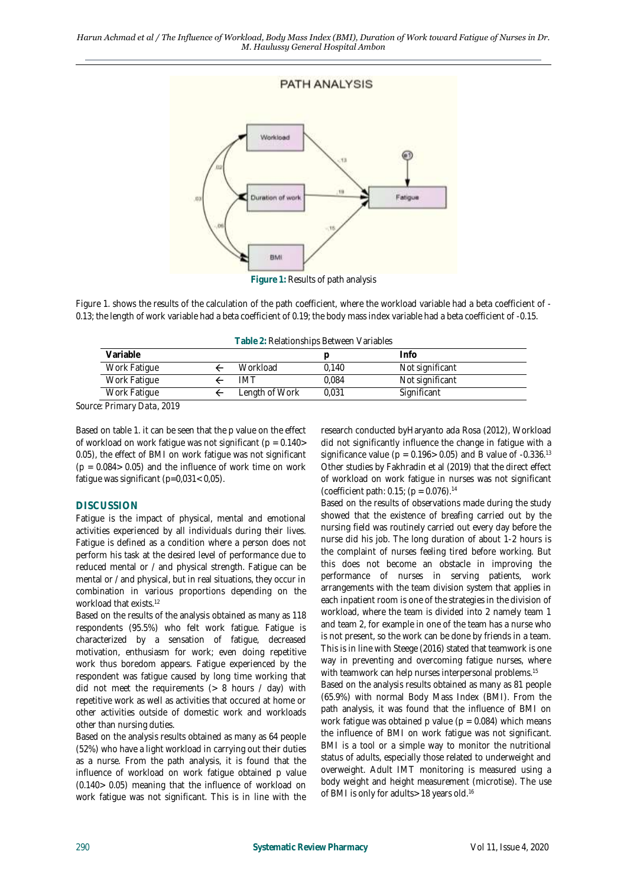PATH ANALYSIS

**Figure 1:** Results of path analysis

Figure 1. shows the results of the calculation of the path coefficient, where the workload variable had a beta coefficient of -0.13; the length of work variable had a beta coefficient of 0.19; the body mass index variable had a beta coefficient of -0.15.

**Table 2:** Relationships Between Variables

| Variable | | | p | Info |
|---|---|---|---|---|
| Work Fatigue | ← | Workload | 0,140 | Not significant |
| Work Fatigue | ← | IMT | 0,084 | Not significant |
| Work Fatigue | ← | Length of Work | 0,031 | Significant |

*Source: Primary Data, 2019*

Based on table 1. it can be seen that the p value on the effect of workload on work fatigue was not significant ($p = 0.140 > 0.05$), the effect of BMI on work fatigue was not significant ($p = 0.084 > 0.05$) and the influence of work time on work fatigue was significant ($p = 0{,}031 < 0{,}05$).

## DISCUSSION

Fatigue is the impact of physical, mental and emotional activities experienced by all individuals during their lives. Fatigue is defined as a condition where a person does not perform his task at the desired level of performance due to reduced mental or / and physical strength. Fatigue can be mental or / and physical, but in real situations, they occur in combination in various proportions depending on the workload that exists.[12]

Based on the results of the analysis obtained as many as 118 respondents (95.5%) who felt work fatigue. Fatigue is characterized by a sensation of fatigue, decreased motivation, enthusiasm for work; even doing repetitive work thus boredom appears. Fatigue experienced by the respondent was fatigue caused by long time working that did not meet the requirements (> 8 hours / day) with repetitive work as well as activities that occured at home or other activities outside of domestic work and workloads other than nursing duties.

Based on the analysis results obtained as many as 64 people (52%) who have a light workload in carrying out their duties as a nurse. From the path analysis, it is found that the influence of workload on work fatigue obtained p value ($0.140 > 0.05$) meaning that the influence of workload on work fatigue was not significant. This is in line with the research conducted byHaryanto ada Rosa (2012), Workload did not significantly influence the change in fatigue with a significance value ($p = 0.196 > 0.05$) and B value of -0.336.[13] Other studies by Fakhradin et al (2019) that the direct effect of workload on work fatigue in nurses was not significant (coefficient path: 0.15; ($p = 0.076$).[14]

Based on the results of observations made during the study showed that the existence of breafing carried out by the nursing field was routinely carried out every day before the nurse did his job. The long duration of about 1-2 hours is the complaint of nurses feeling tired before working. But this does not become an obstacle in improving the performance of nurses in serving patients, work arrangements with the team division system that applies in each inpatient room is one of the strategies in the division of workload, where the team is divided into 2 namely team 1 and team 2, for example in one of the team has a nurse who is not present, so the work can be done by friends in a team. This is in line with Steege (2016) stated that teamwork is one way in preventing and overcoming fatigue nurses, where with teamwork can help nurses interpersonal problems.[15]

Based on the analysis results obtained as many as 81 people (65.9%) with normal Body Mass Index (BMI). From the path analysis, it was found that the influence of BMI on work fatigue was obtained p value ($p = 0.084$) which means the influence of BMI on work fatigue was not significant. BMI is a tool or a simple way to monitor the nutritional status of adults, especially those related to underweight and overweight. Adult IMT monitoring is measured using a body weight and height measurement (microtise). The use of BMI is only for adults> 18 years old.[16]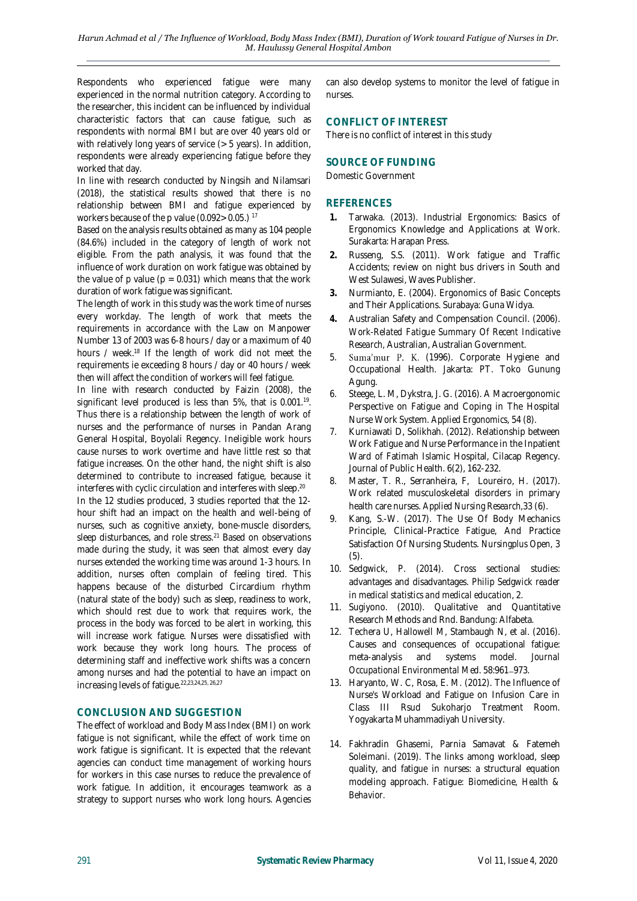Respondents who experienced fatigue were many experienced in the normal nutrition category. According to the researcher, this incident can be influenced by individual characteristic factors that can cause fatigue, such as respondents with normal BMI but are over 40 years old or with relatively long years of service (> 5 years). In addition, respondents were already experiencing fatigue before they worked that day.

In line with research conducted by Ningsih and Nilamsari (2018), the statistical results showed that there is no relationship between BMI and fatigue experienced by workers because of the p value (0.092> 0.05.) [17]

Based on the analysis results obtained as many as 104 people (84.6%) included in the category of length of work not eligible. From the path analysis, it was found that the influence of work duration on work fatigue was obtained by the value of p value ($p = 0.031$) which means that the work duration of work fatigue was significant.

The length of work in this study was the work time of nurses every workday. The length of work that meets the requirements in accordance with the Law on Manpower Number 13 of 2003 was 6-8 hours / day or a maximum of 40 hours / week.[18] If the length of work did not meet the requirements ie exceeding 8 hours / day or 40 hours / week then will affect the condition of workers will feel fatigue.

In line with research conducted by Faizin (2008), the significant level produced is less than 5%, that is 0.001.[19]. Thus there is a relationship between the length of work of nurses and the performance of nurses in Pandan Arang General Hospital, Boyolali Regency. Ineligible work hours cause nurses to work overtime and have little rest so that fatigue increases. On the other hand, the night shift is also determined to contribute to increased fatigue, because it interferes with cyclic circulation and interferes with sleep.[20]

In the 12 studies produced, 3 studies reported that the 12-hour shift had an impact on the health and well-being of nurses, such as cognitive anxiety, bone-muscle disorders, sleep disturbances, and role stress.[21] Based on observations made during the study, it was seen that almost every day nurses extended the working time was around 1-3 hours. In addition, nurses often complain of feeling tired. This happens because of the disturbed Circardium rhythm (natural state of the body) such as sleep, readiness to work, which should rest due to work that requires work, the process in the body was forced to be alert in working, this will increase work fatigue. Nurses were dissatisfied with work because they work long hours. The process of determining staff and ineffective work shifts was a concern among nurses and had the potential to have an impact on increasing levels of fatigue.[22,23,24,25, 26,27]

## CONCLUSION AND SUGGESTION

The effect of workload and Body Mass Index (BMI) on work fatigue is not significant, while the effect of work time on work fatigue is significant. It is expected that the relevant agencies can conduct time management of working hours for workers in this case nurses to reduce the prevalence of work fatigue. In addition, it encourages teamwork as a strategy to support nurses who work long hours. Agencies can also develop systems to monitor the level of fatigue in nurses.

## CONFLICT OF INTEREST

There is no conflict of interest in this study

## SOURCE OF FUNDING

Domestic Government

## REFERENCES

1. Tarwaka. (2013). Industrial Ergonomics: Basics of Ergonomics Knowledge and Applications at Work. Surakarta: Harapan Press.
2. Russeng, S.S. (2011). Work fatigue and Traffic Accidents; review on night bus drivers in South and West Sulawesi, Waves Publisher.
3. Nurmianto, E. (2004). Ergonomics of Basic Concepts and Their Applications. Surabaya: Guna Widya.
4. Australian Safety and Compensation Council. (2006). *Work-Related Fatigue Summary Of Recent Indicative Research*, Australian, Australian Government.
5. Suma'mur P. K. (1996). Corporate Hygiene and Occupational Health. Jakarta: PT. Toko Gunung Agung.
6. Steege, L. M, Dykstra, J. G. (2016). A Macroergonomic Perspective on Fatigue and Coping in The Hospital Nurse Work System. *Applied Ergonomics*, 54 (8).
7. Kurniawati D, Solikhah. (2012). Relationship between Work Fatigue and Nurse Performance in the Inpatient Ward of Fatimah Islamic Hospital, Cilacap Regency. Journal of Public Health. 6(2), 162-232.
8. Master, T. R., Serranheira, F, Loureiro, H. (2017). Work related musculoskeletal disorders in primary health care nurses. *Applied Nursing Research*,33 (6).
9. Kang, S.-W. (2017). The Use Of Body Mechanics Principle, Clinical-Practice Fatigue, And Practice Satisfaction Of Nursing Students. *Nursingplus Open*, 3 (5).
10. Sedgwick, P. (2014). Cross sectional studies: advantages and disadvantages. *Philip Sedgwick reader in medical statistics and medical education*, 2.
11. Sugiyono. (2010). Qualitative and Quantitative Research Methods and Rnd. Bandung: Alfabeta.
12. Techera U, Hallowell M, Stambaugh N, et al. (2016). Causes and consequences of occupational fatigue: meta-analysis and systems model. *Journal Occupational Environmental Med*. 58:961–973.
13. Haryanto, W. C, Rosa, E. M. (2012). The Influence of Nurse's Workload and Fatigue on Infusion Care in Class III Rsud Sukoharjo Treatment Room. Yogyakarta Muhammadiyah University.
14. Fakhradin Ghasemi, Parnia Samavat & Fatemeh Soleimani. (2019). The links among workload, sleep quality, and fatigue in nurses: a structural equation modeling approach. *Fatigue: Biomedicine, Health & Behavior*.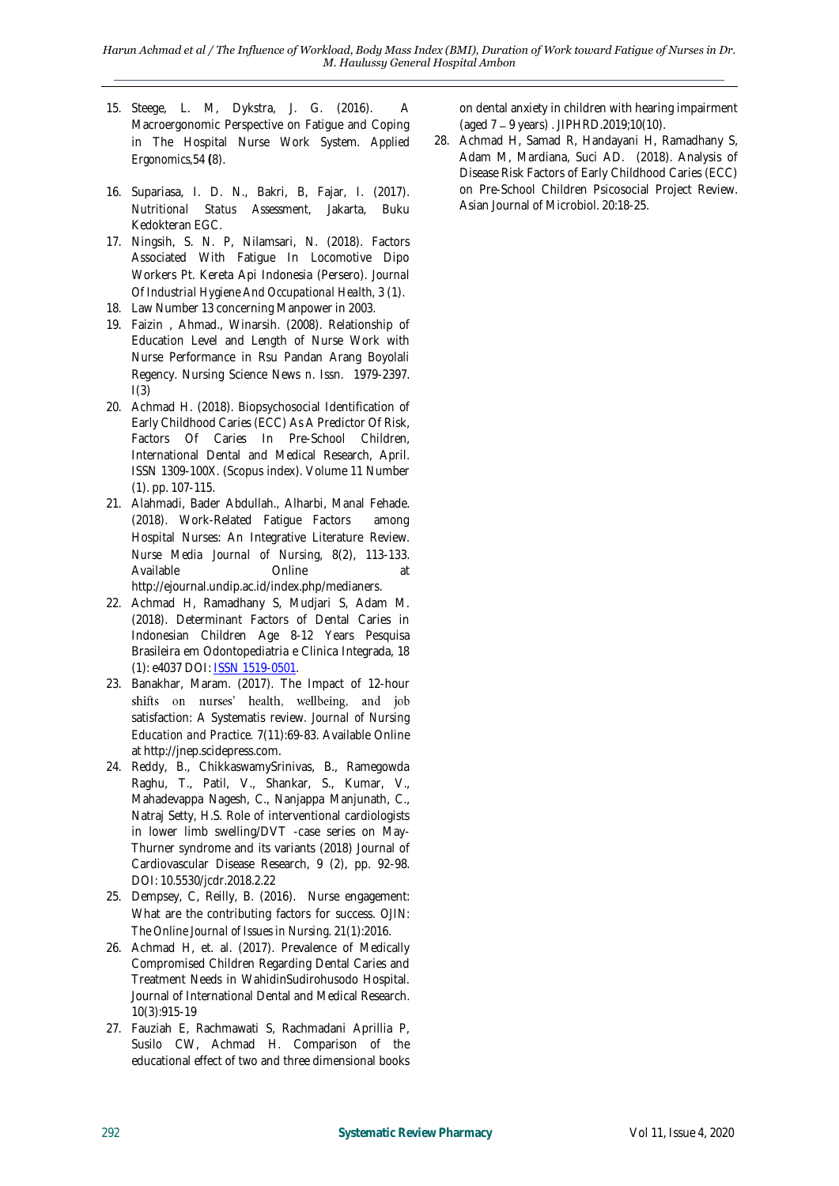15. Steege, L. M, Dykstra, J. G. (2016). A Macroergonomic Perspective on Fatigue and Coping in The Hospital Nurse Work System. *Applied Ergonomics*,54 **(**8).
16. Supariasa, I. D. N., Bakri, B, Fajar, I. (2017). *Nutritional Status Assessment*, Jakarta, Buku Kedokteran EGC.
17. Ningsih, S. N. P, Nilamsari, N. (2018). Factors Associated With Fatigue In Locomotive Dipo Workers Pt. Kereta Api Indonesia (Persero). *Journal Of Industrial Hygiene And Occupational Health*, 3 (1).
18. Law Number 13 concerning Manpower in 2003.
19. Faizin , Ahmad., Winarsih. (2008). Relationship of Education Level and Length of Nurse Work with Nurse Performance in Rsu Pandan Arang Boyolali Regency. Nursing Science News *n. Issn.* 1979-2397. *I*(3)
20. Achmad H. (2018). Biopsychosocial Identification of Early Childhood Caries (ECC) As A Predictor Of Risk, Factors Of Caries In Pre-School Children, International Dental and Medical Research, April. ISSN 1309-100X. (Scopus index). Volume 11 Number (1). pp. 107-115.
21. Alahmadi, Bader Abdullah., Alharbi, Manal Fehade. (2018). Work-Related Fatigue Factors among Hospital Nurses: An Integrative Literature Review. *Nurse Media Journal of Nursing*, 8(2), 113-133. Available Online at http://ejournal.undip.ac.id/index.php/medianers.
22. Achmad H, Ramadhany S, Mudjari S, Adam M. (2018). Determinant Factors of Dental Caries in Indonesian Children Age 8-12 Years Pesquisa Brasileira em Odontopediatria e Clinica Integrada, 18 (1): e4037 DOI: ISSN 1519-0501.
23. Banakhar, Maram. (2017). The Impact of 12-hour shifts on nurses' health, wellbeing, and job satisfaction: A Systematis review. *Journal of Nursing Education and Practice*. 7(11):69-83. Available Online at http://jnep.scidepress.com.
24. Reddy, B., ChikkaswamySrinivas, B., Ramegowda Raghu, T., Patil, V., Shankar, S., Kumar, V., Mahadevappa Nagesh, C., Nanjappa Manjunath, C., Natraj Setty, H.S. Role of interventional cardiologists in lower limb swelling/DVT -case series on May-Thurner syndrome and its variants (2018) Journal of Cardiovascular Disease Research, 9 (2), pp. 92-98. DOI: 10.5530/jcdr.2018.2.22
25. Dempsey, C, Reilly, B. (2016). Nurse engagement: What are the contributing factors for success. OJIN: *The Online Journal of Issues in Nursing*. 21(1):2016.
26. Achmad H, et. al. (2017). Prevalence of Medically Compromised Children Regarding Dental Caries and Treatment Needs in WahidinSudirohusodo Hospital. Journal of International Dental and Medical Research. 10(3):915-19
27. Fauziah E, Rachmawati S, Rachmadani Aprillia P, Susilo CW, Achmad H. Comparison of the educational effect of two and three dimensional books on dental anxiety in children with hearing impairment (aged 7 – 9 years) . JIPHRD.2019;10(10).
28. Achmad H, Samad R, Handayani H, Ramadhany S, Adam M, Mardiana, Suci AD. (2018). Analysis of Disease Risk Factors of Early Childhood Caries (ECC) on Pre-School Children Psicosocial Project Review. Asian Journal of Microbiol. 20:18-25.